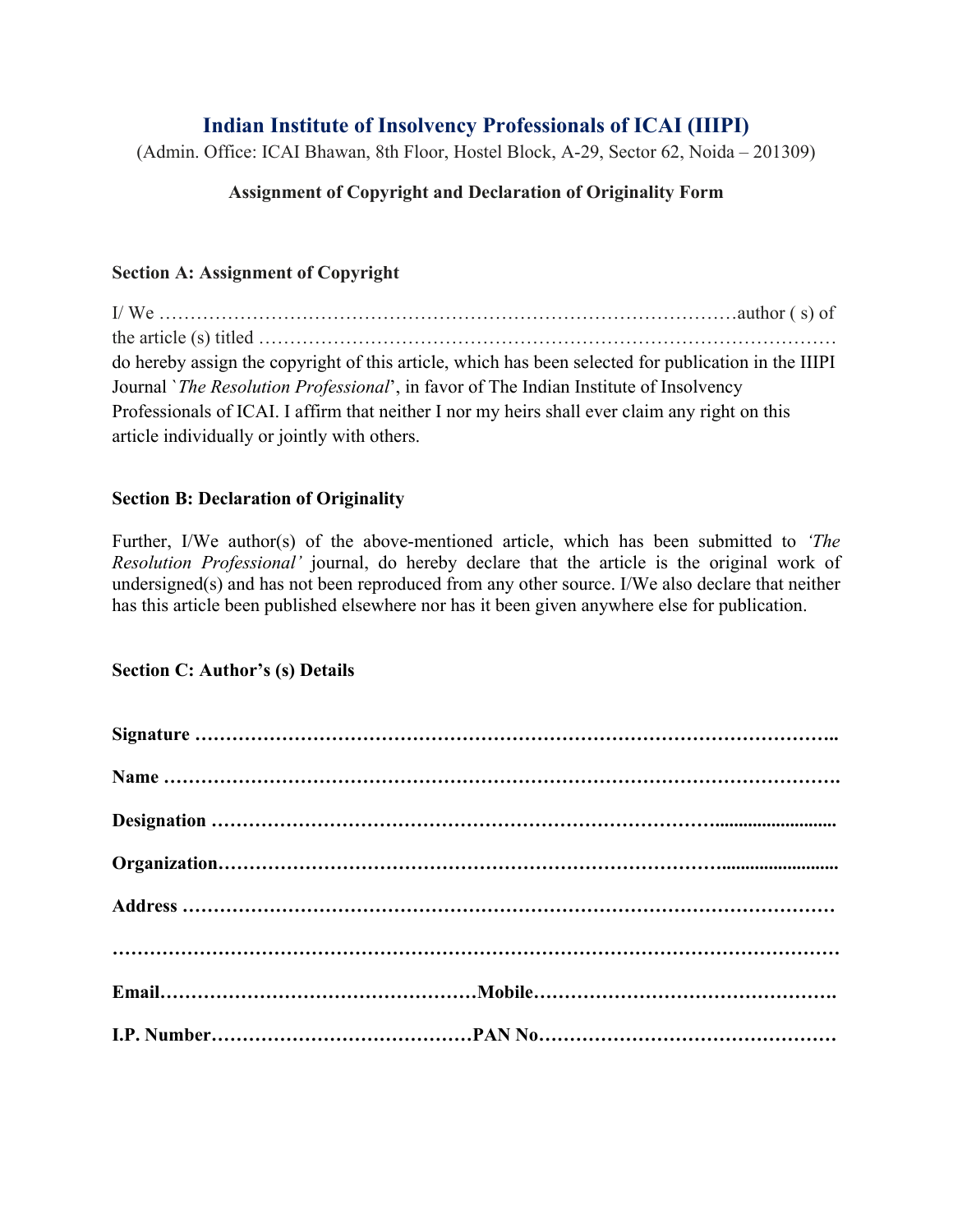# Indian Institute of Insolvency Professionals of ICAI (IIIPI)

(Admin. Office: ICAI Bhawan, 8th Floor, Hostel Block, A-29, Sector 62, Noida – 201309)

### Assignment of Copyright and Declaration of Originality Form

**Section A: Assignment of Copyright**

I/ We …………………………………………………………………………………author ( s) of the article (s) titled ……………………………………………………………………………… do hereby assign the copyright of this article, which has been selected for publication in the IIIPI Journal `*The Resolution Professional*', in favor of The Indian Institute of Insolvency Professionals of ICAI. I affirm that neither I nor my heirs shall ever claim any right on this article individually or jointly with others.

**Section B: Declaration of Originality**

Further, I/We author(s) of the above-mentioned article, which has been submitted to *'The Resolution Professional'* journal, do hereby declare that the article is the original work of undersigned(s) and has not been reproduced from any other source. I/We also declare that neither has this article been published elsewhere nor has it been given anywhere else for publication.

**Section C: Author's (s) Details**

**Signature ………………………………………………………………………………………..**

**Name ……………………………………………………………………………………………….**

**Designation ……………………………………………………………………….........................**

**Organization……………………………………………………………………..........................**

**Address ……………………………………………………………………………………………**

**……………………………………………………………………………………………………….**

**Email…………………………………………Mobile………………………………………….**

**I.P. Number…………………………………PAN No…………………………………………**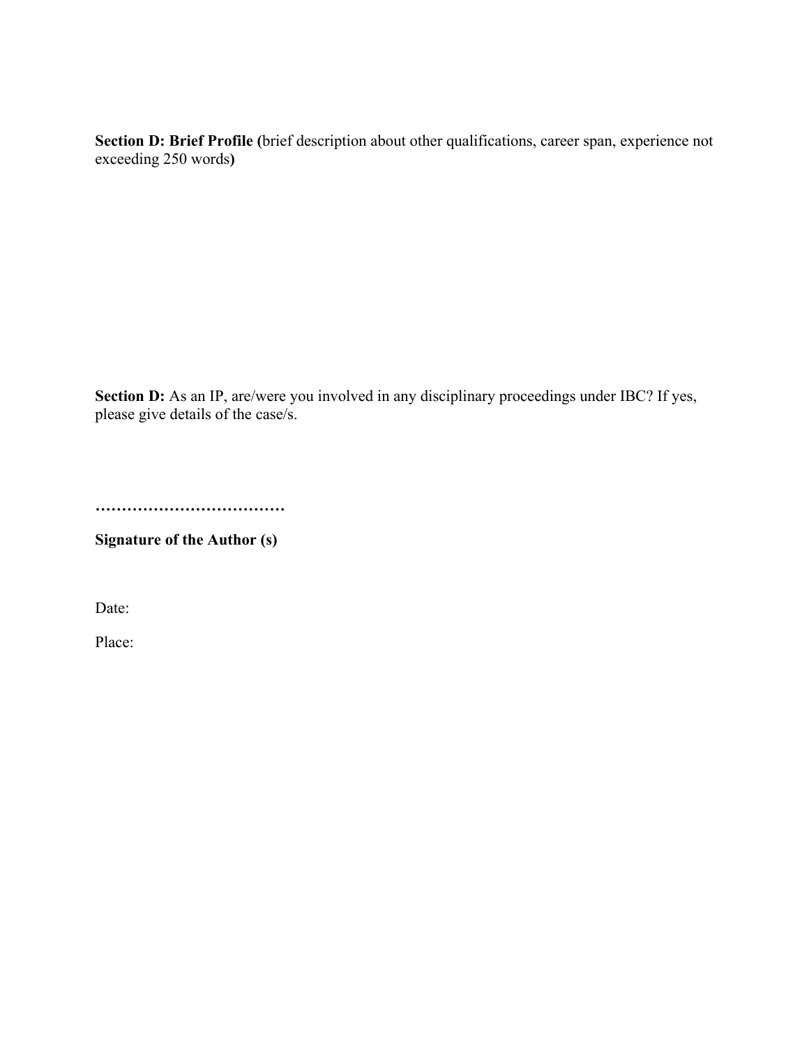**Section D: Brief Profile (**brief description about other qualifications, career span, experience not exceeding 250 words**)**

**Section D:** As an IP, are/were you involved in any disciplinary proceedings under IBC? If yes, please give details of the case/s.

**………………………………**

**Signature of the Author (s)**

Date:

Place: